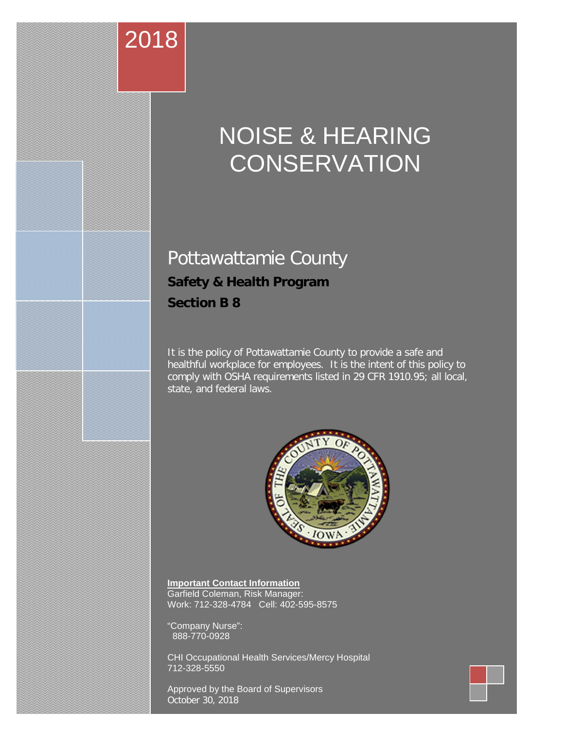2018

# NOISE & HEARING CONSERVATION

## Pottawattamie County

**Safety & Health Program**

**Section B 8**

It is the policy of Pottawattamie County to provide a safe and healthful workplace for employees. It is the intent of this policy to comply with OSHA requirements listed in 29 CFR 1910.95; all local, state, and federal laws.

**Important Contact Information**
Garfield Coleman, Risk Manager:
Work: 712-328-4784 Cell: 402-595-8575

"Company Nurse":
888-770-0928

CHI Occupational Health Services/Mercy Hospital
712-328-5550

Approved by the Board of Supervisors
October 30, 2018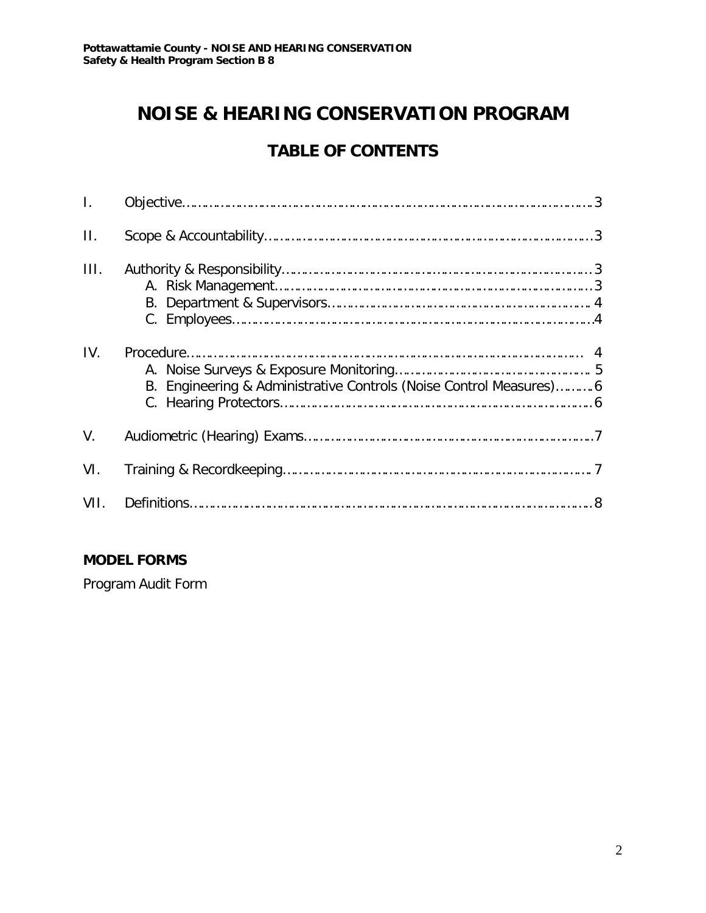# NOISE & HEARING CONSERVATION PROGRAM

## TABLE OF CONTENTS

I. Objective……………………………………………………………………………………3

II. Scope & Accountability………………………………………………………………………3

III. Authority & Responsibility……………………………………………………………………3
   - A. Risk Management………………………………………………………………………3
   - B. Department & Supervisors…………………………………………………………… 4
   - C. Employees………………………………………………………………………………4

IV. Procedure…………………………………………………………………………………… 4
   - A. Noise Surveys & Exposure Monitoring………………………………………… 5
   - B. Engineering & Administrative Controls (Noise Control Measures)………6
   - C. Hearing Protectors……………………………………………………………………6

V. Audiometric (Hearing) Exams……………………………………………………………7

VI. Training & Recordkeeping…………………………………………………………… 7

VII. Definitions………………………………………………………………………………………8

**MODEL FORMS**

Program Audit Form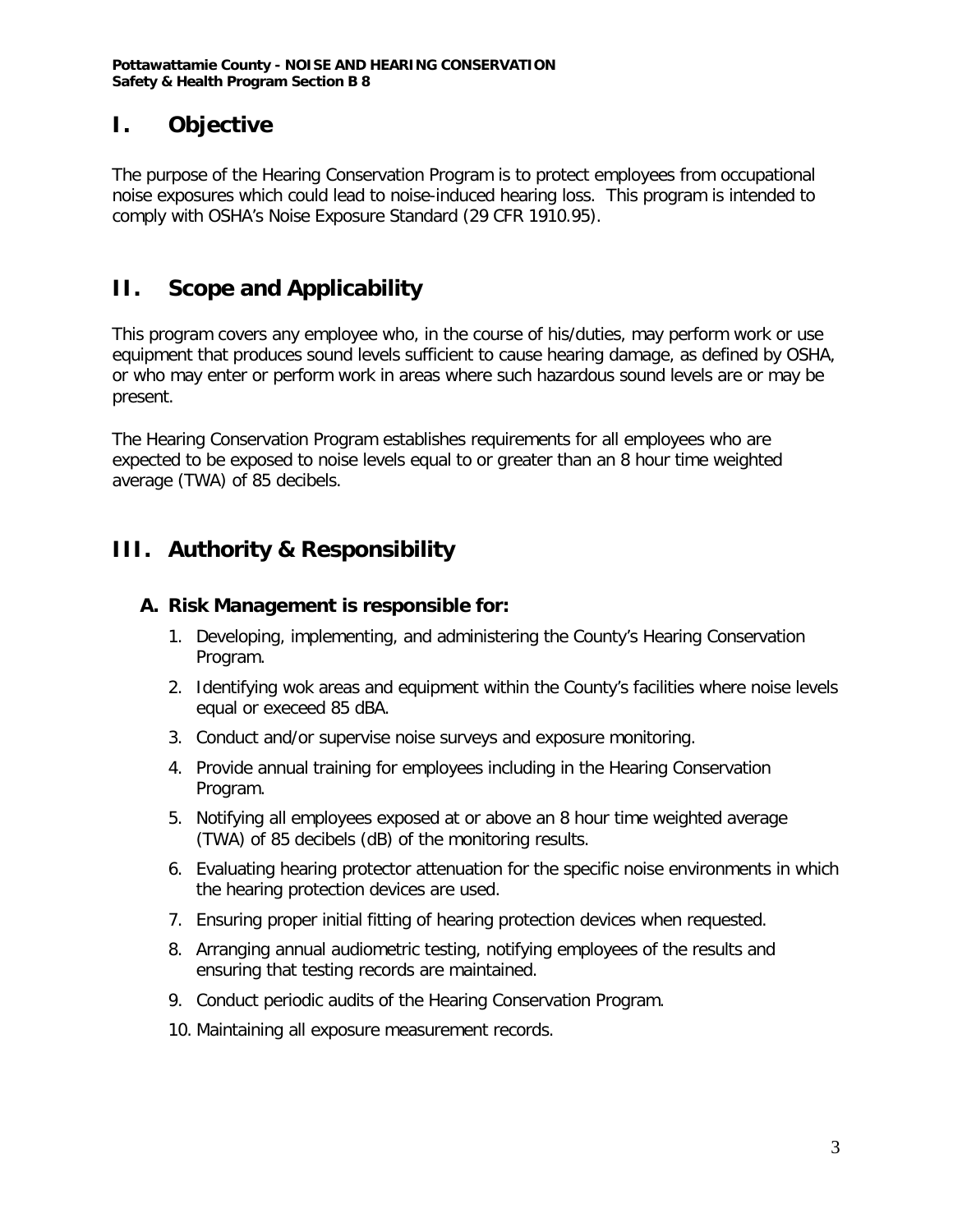# I. Objective

The purpose of the Hearing Conservation Program is to protect employees from occupational noise exposures which could lead to noise-induced hearing loss. This program is intended to comply with OSHA's Noise Exposure Standard (29 CFR 1910.95).

# II. Scope and Applicability

This program covers any employee who, in the course of his/duties, may perform work or use equipment that produces sound levels sufficient to cause hearing damage, as defined by OSHA, or who may enter or perform work in areas where such hazardous sound levels are or may be present.

The Hearing Conservation Program establishes requirements for all employees who are expected to be exposed to noise levels equal to or greater than an 8 hour time weighted average (TWA) of 85 decibels.

# III. Authority & Responsibility

## A. Risk Management is responsible for:

1. Developing, implementing, and administering the County's Hearing Conservation Program.
2. Identifying wok areas and equipment within the County's facilities where noise levels equal or execeed 85 dBA.
3. Conduct and/or supervise noise surveys and exposure monitoring.
4. Provide annual training for employees including in the Hearing Conservation Program.
5. Notifying all employees exposed at or above an 8 hour time weighted average (TWA) of 85 decibels (dB) of the monitoring results.
6. Evaluating hearing protector attenuation for the specific noise environments in which the hearing protection devices are used.
7. Ensuring proper initial fitting of hearing protection devices when requested.
8. Arranging annual audiometric testing, notifying employees of the results and ensuring that testing records are maintained.
9. Conduct periodic audits of the Hearing Conservation Program.
10. Maintaining all exposure measurement records.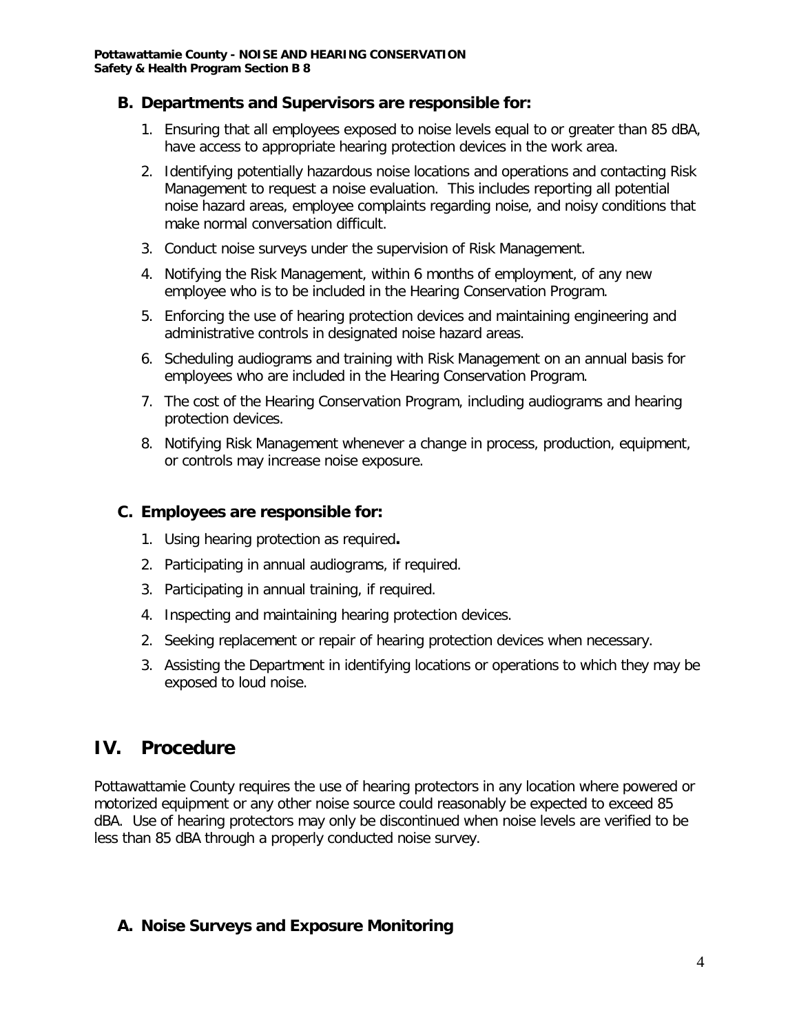### B. Departments and Supervisors are responsible for:

1. Ensuring that all employees exposed to noise levels equal to or greater than 85 dBA, have access to appropriate hearing protection devices in the work area.
2. Identifying potentially hazardous noise locations and operations and contacting Risk Management to request a noise evaluation. This includes reporting all potential noise hazard areas, employee complaints regarding noise, and noisy conditions that make normal conversation difficult.
3. Conduct noise surveys under the supervision of Risk Management.
4. Notifying the Risk Management, within 6 months of employment, of any new employee who is to be included in the Hearing Conservation Program.
5. Enforcing the use of hearing protection devices and maintaining engineering and administrative controls in designated noise hazard areas.
6. Scheduling audiograms and training with Risk Management on an annual basis for employees who are included in the Hearing Conservation Program.
7. The cost of the Hearing Conservation Program, including audiograms and hearing protection devices.
8. Notifying Risk Management whenever a change in process, production, equipment, or controls may increase noise exposure.

### C. Employees are responsible for:

1. Using hearing protection as required**.**
2. Participating in annual audiograms, if required.
3. Participating in annual training, if required.
4. Inspecting and maintaining hearing protection devices.
2. Seeking replacement or repair of hearing protection devices when necessary.
3. Assisting the Department in identifying locations or operations to which they may be exposed to loud noise.

## IV. Procedure

Pottawattamie County requires the use of hearing protectors in any location where powered or motorized equipment or any other noise source could reasonably be expected to exceed 85 dBA. Use of hearing protectors may only be discontinued when noise levels are verified to be less than 85 dBA through a properly conducted noise survey.

### A. Noise Surveys and Exposure Monitoring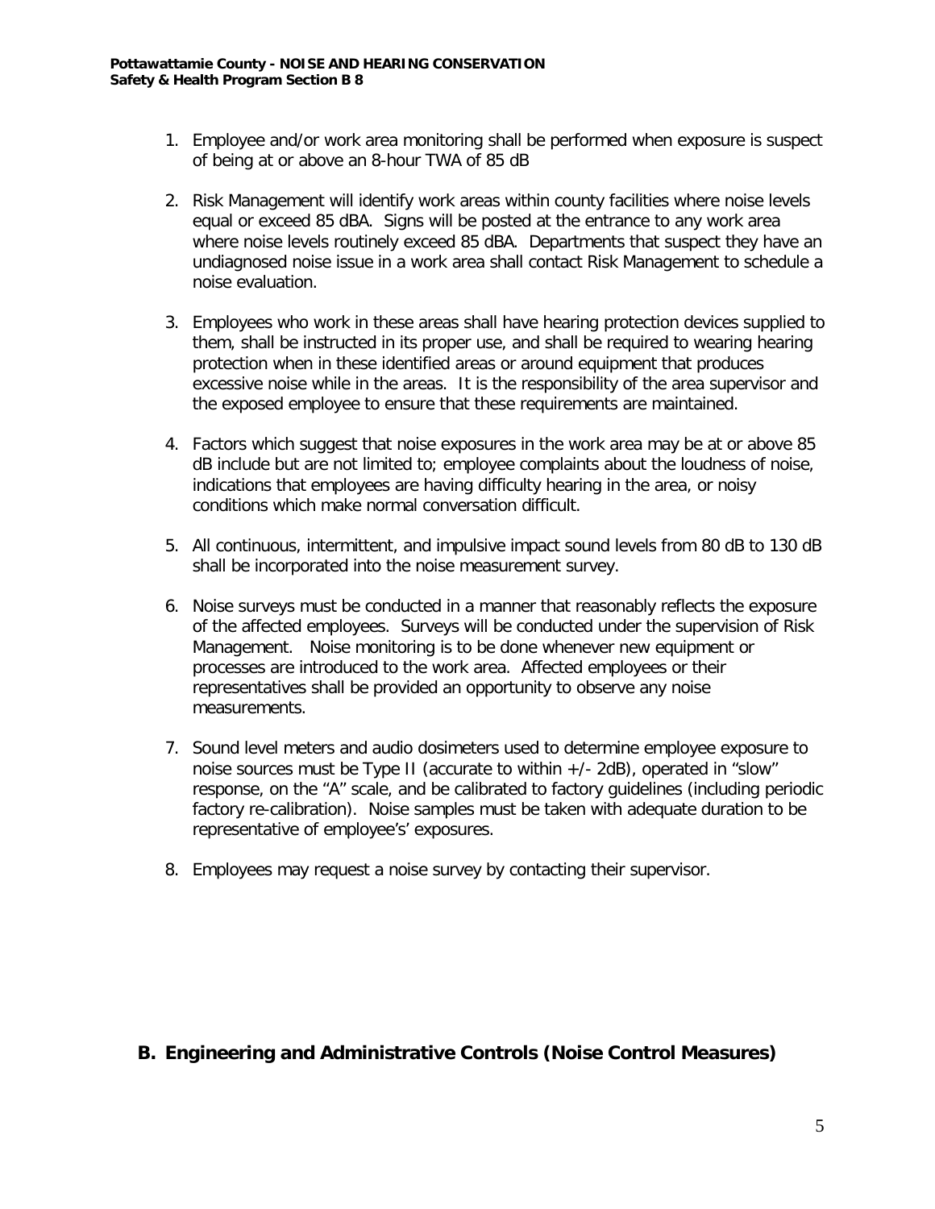1. Employee and/or work area monitoring shall be performed when exposure is suspect of being at or above an 8-hour TWA of 85 dB

2. Risk Management will identify work areas within county facilities where noise levels equal or exceed 85 dBA. Signs will be posted at the entrance to any work area where noise levels routinely exceed 85 dBA. Departments that suspect they have an undiagnosed noise issue in a work area shall contact Risk Management to schedule a noise evaluation.

3. Employees who work in these areas shall have hearing protection devices supplied to them, shall be instructed in its proper use, and shall be required to wearing hearing protection when in these identified areas or around equipment that produces excessive noise while in the areas. It is the responsibility of the area supervisor and the exposed employee to ensure that these requirements are maintained.

4. Factors which suggest that noise exposures in the work area may be at or above 85 dB include but are not limited to; employee complaints about the loudness of noise, indications that employees are having difficulty hearing in the area, or noisy conditions which make normal conversation difficult.

5. All continuous, intermittent, and impulsive impact sound levels from 80 dB to 130 dB shall be incorporated into the noise measurement survey.

6. Noise surveys must be conducted in a manner that reasonably reflects the exposure of the affected employees. Surveys will be conducted under the supervision of Risk Management. Noise monitoring is to be done whenever new equipment or processes are introduced to the work area. Affected employees or their representatives shall be provided an opportunity to observe any noise measurements.

7. Sound level meters and audio dosimeters used to determine employee exposure to noise sources must be Type II (accurate to within +/- 2dB), operated in "slow" response, on the "A" scale, and be calibrated to factory guidelines (including periodic factory re-calibration). Noise samples must be taken with adequate duration to be representative of employee's' exposures.

8. Employees may request a noise survey by contacting their supervisor.

## B. Engineering and Administrative Controls (Noise Control Measures)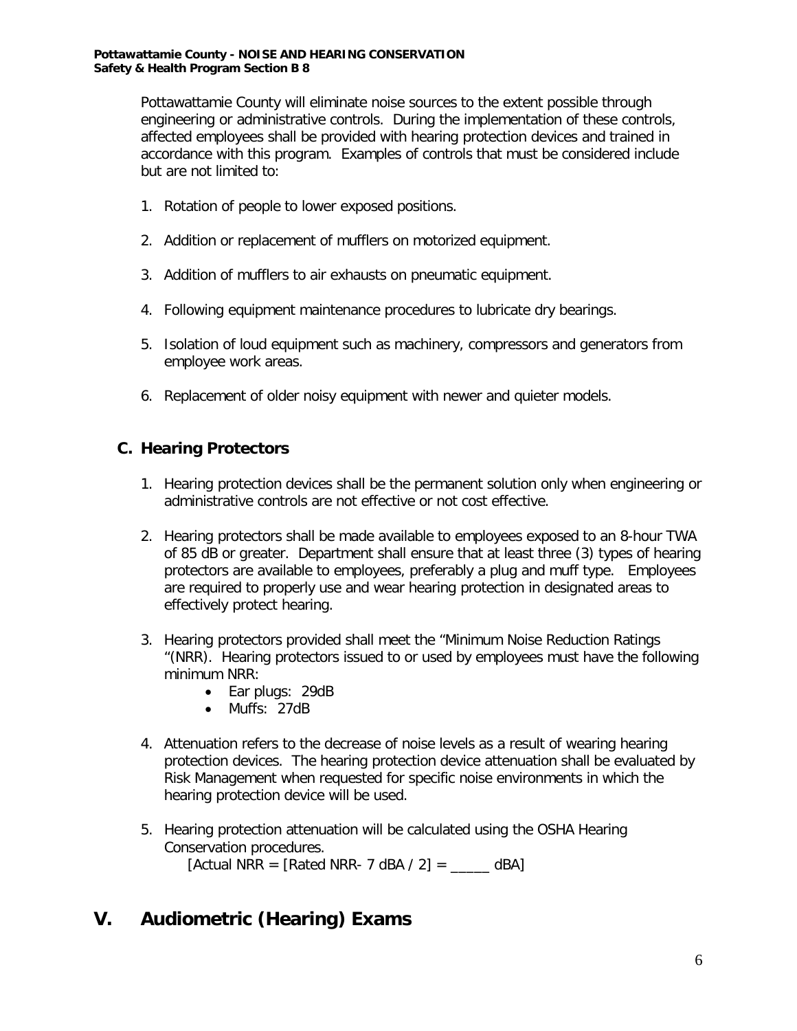Pottawattamie County will eliminate noise sources to the extent possible through engineering or administrative controls. During the implementation of these controls, affected employees shall be provided with hearing protection devices and trained in accordance with this program. Examples of controls that must be considered include but are not limited to:

1. Rotation of people to lower exposed positions.
2. Addition or replacement of mufflers on motorized equipment.
3. Addition of mufflers to air exhausts on pneumatic equipment.
4. Following equipment maintenance procedures to lubricate dry bearings.
5. Isolation of loud equipment such as machinery, compressors and generators from employee work areas.
6. Replacement of older noisy equipment with newer and quieter models.

### C. Hearing Protectors

1. Hearing protection devices shall be the permanent solution only when engineering or administrative controls are not effective or not cost effective.
2. Hearing protectors shall be made available to employees exposed to an 8-hour TWA of 85 dB or greater. Department shall ensure that at least three (3) types of hearing protectors are available to employees, preferably a plug and muff type. Employees are required to properly use and wear hearing protection in designated areas to effectively protect hearing.
3. Hearing protectors provided shall meet the "Minimum Noise Reduction Ratings "(NRR). Hearing protectors issued to or used by employees must have the following minimum NRR:
   - Ear plugs: 29dB
   - Muffs: 27dB
4. Attenuation refers to the decrease of noise levels as a result of wearing hearing protection devices. The hearing protection device attenuation shall be evaluated by Risk Management when requested for specific noise environments in which the hearing protection device will be used.
5. Hearing protection attenuation will be calculated using the OSHA Hearing Conservation procedures.
   [Actual NRR = [Rated NRR- 7 dBA / 2] = _____ dBA]

## V. Audiometric (Hearing) Exams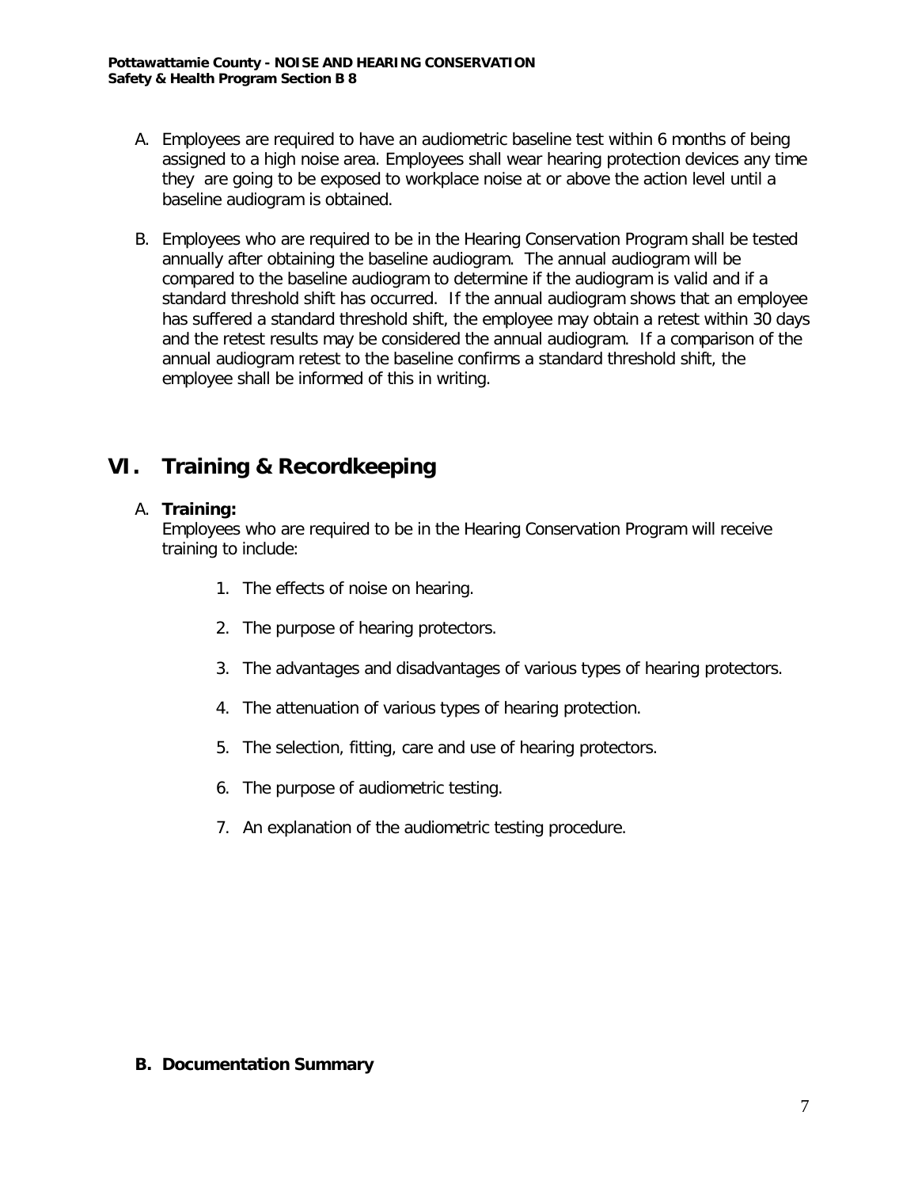A. Employees are required to have an audiometric baseline test within 6 months of being assigned to a high noise area. Employees shall wear hearing protection devices any time they are going to be exposed to workplace noise at or above the action level until a baseline audiogram is obtained.

B. Employees who are required to be in the Hearing Conservation Program shall be tested annually after obtaining the baseline audiogram. The annual audiogram will be compared to the baseline audiogram to determine if the audiogram is valid and if a standard threshold shift has occurred. If the annual audiogram shows that an employee has suffered a standard threshold shift, the employee may obtain a retest within 30 days and the retest results may be considered the annual audiogram. If a comparison of the annual audiogram retest to the baseline confirms a standard threshold shift, the employee shall be informed of this in writing.

# VI. Training & Recordkeeping

A. **Training:**
Employees who are required to be in the Hearing Conservation Program will receive training to include:

1. The effects of noise on hearing.
2. The purpose of hearing protectors.
3. The advantages and disadvantages of various types of hearing protectors.
4. The attenuation of various types of hearing protection.
5. The selection, fitting, care and use of hearing protectors.
6. The purpose of audiometric testing.
7. An explanation of the audiometric testing procedure.

**B. Documentation Summary**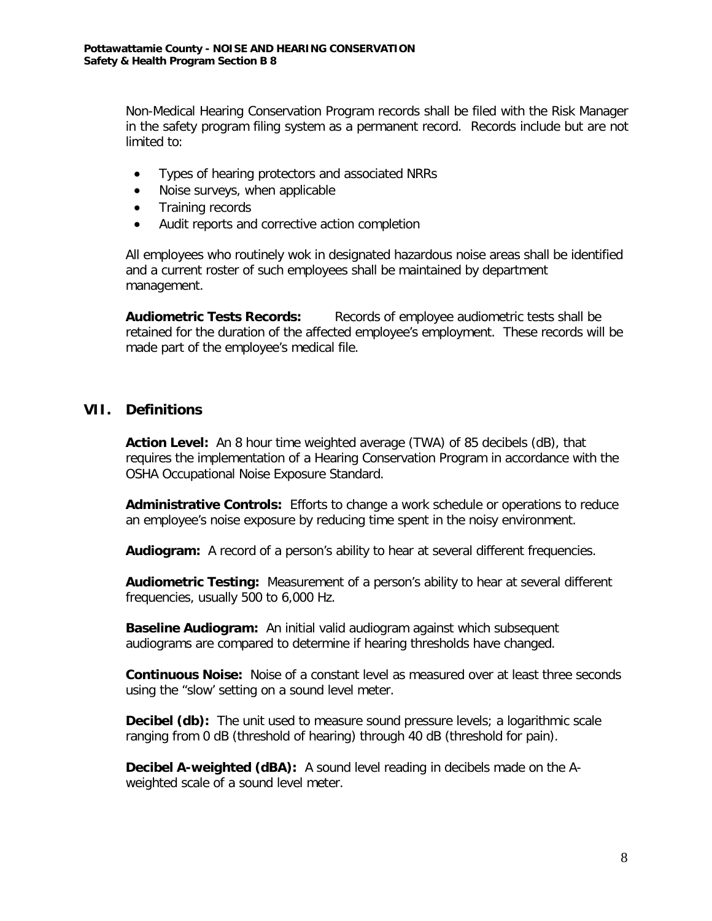Non-Medical Hearing Conservation Program records shall be filed with the Risk Manager in the safety program filing system as a permanent record. Records include but are not limited to:

- Types of hearing protectors and associated NRRs
- Noise surveys, when applicable
- Training records
- Audit reports and corrective action completion

All employees who routinely wok in designated hazardous noise areas shall be identified and a current roster of such employees shall be maintained by department management.

**Audiometric Tests Records:** Records of employee audiometric tests shall be retained for the duration of the affected employee's employment. These records will be made part of the employee's medical file.

## VII. Definitions

**Action Level:** An 8 hour time weighted average (TWA) of 85 decibels (dB), that requires the implementation of a Hearing Conservation Program in accordance with the OSHA Occupational Noise Exposure Standard.

**Administrative Controls:** Efforts to change a work schedule or operations to reduce an employee's noise exposure by reducing time spent in the noisy environment.

**Audiogram:** A record of a person's ability to hear at several different frequencies.

**Audiometric Testing:** Measurement of a person's ability to hear at several different frequencies, usually 500 to 6,000 Hz.

**Baseline Audiogram:** An initial valid audiogram against which subsequent audiograms are compared to determine if hearing thresholds have changed.

**Continuous Noise:** Noise of a constant level as measured over at least three seconds using the "slow' setting on a sound level meter.

**Decibel (db):** The unit used to measure sound pressure levels; a logarithmic scale ranging from 0 dB (threshold of hearing) through 40 dB (threshold for pain).

**Decibel A-weighted (dBA):** A sound level reading in decibels made on the A-weighted scale of a sound level meter.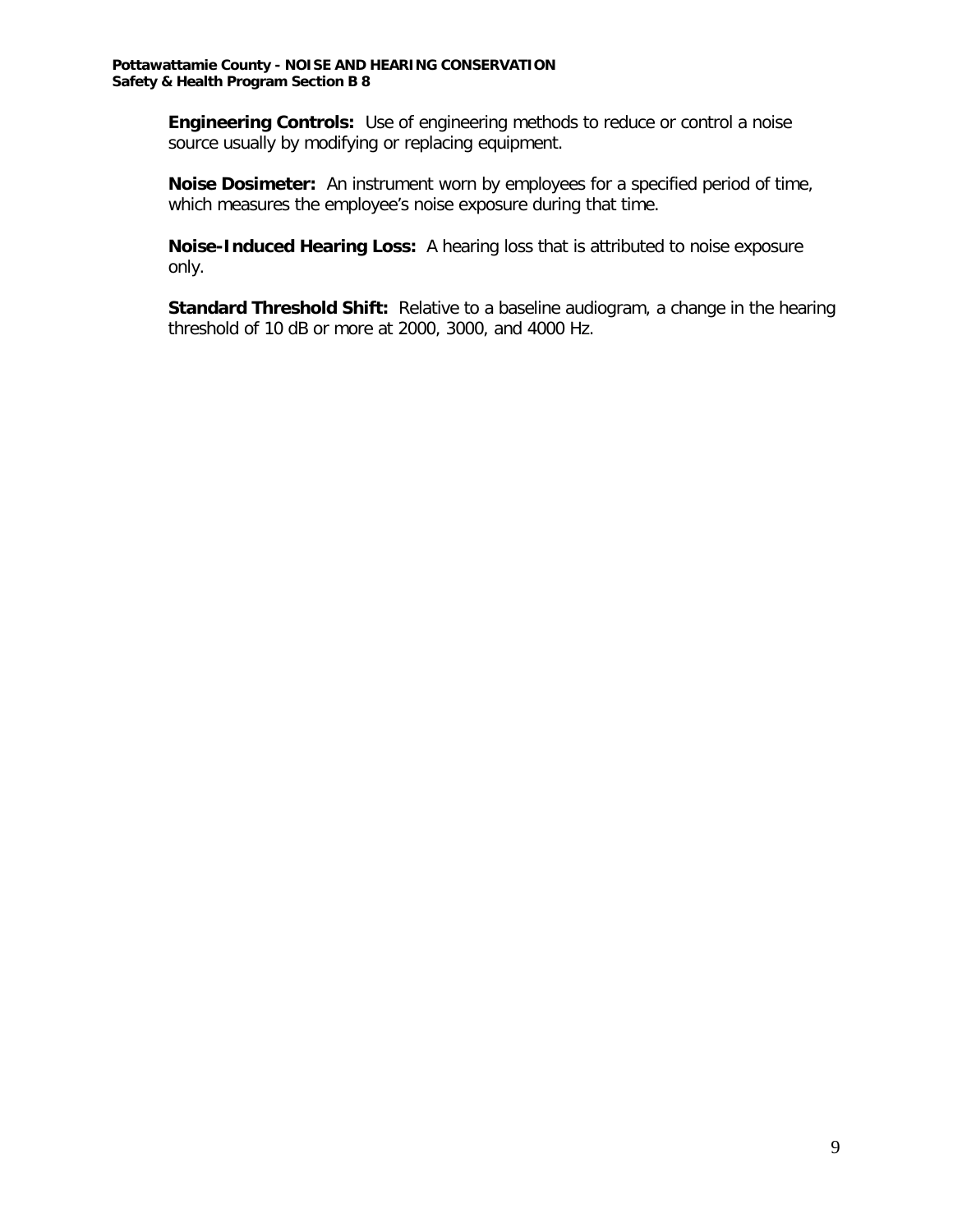**Engineering Controls:** Use of engineering methods to reduce or control a noise source usually by modifying or replacing equipment.

**Noise Dosimeter:** An instrument worn by employees for a specified period of time, which measures the employee's noise exposure during that time.

**Noise-Induced Hearing Loss:** A hearing loss that is attributed to noise exposure only.

**Standard Threshold Shift:** Relative to a baseline audiogram, a change in the hearing threshold of 10 dB or more at 2000, 3000, and 4000 Hz.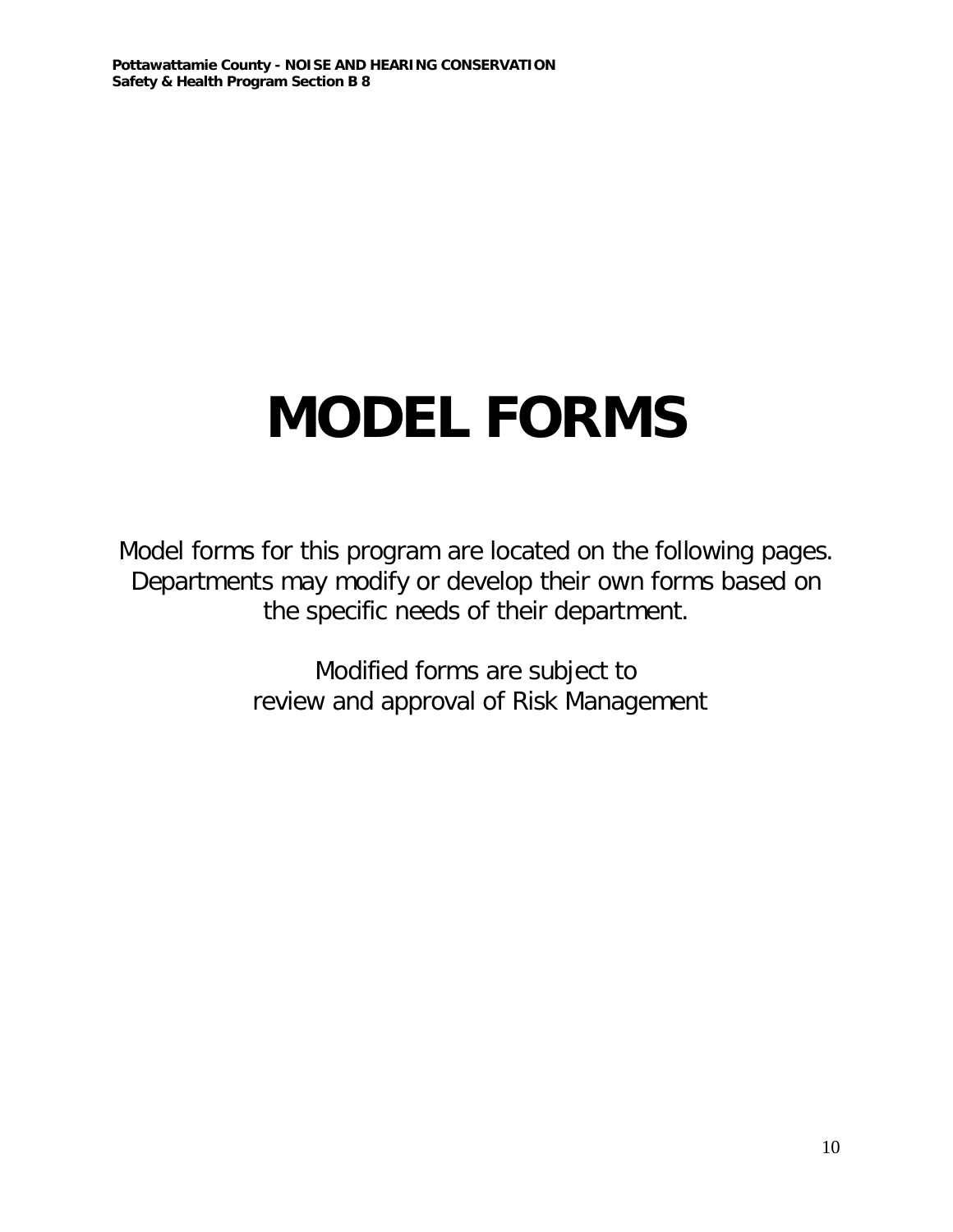# MODEL FORMS

Model forms for this program are located on the following pages. Departments may modify or develop their own forms based on the specific needs of their department.

Modified forms are subject to review and approval of Risk Management